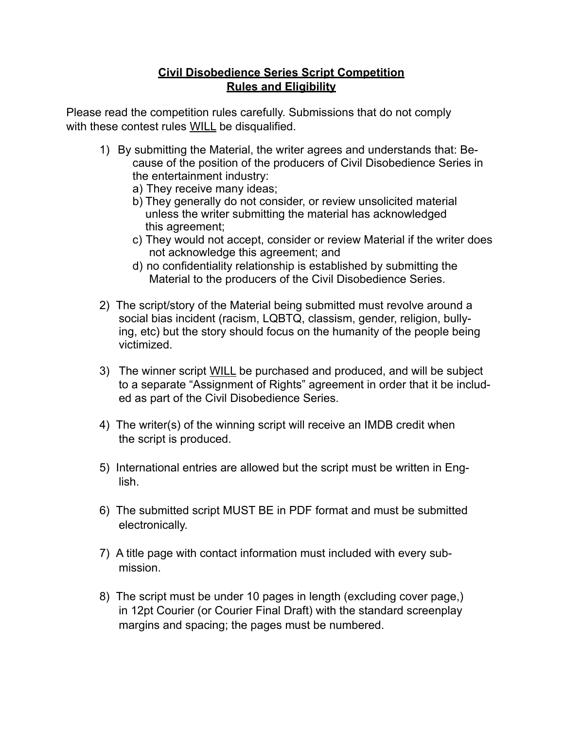# Civil Disobedience Series Script Competition

## Rules and Eligibility

Please read the competition rules carefully. Submissions that do not comply with these contest rules <u>WILL</u> be disqualified.

1) By submitting the Material, the writer agrees and understands that: Because of the position of the producers of Civil Disobedience Series in the entertainment industry:
   a) They receive many ideas;
   b) They generally do not consider, or review unsolicited material unless the writer submitting the material has acknowledged this agreement;
   c) They would not accept, consider or review Material if the writer does not acknowledge this agreement; and
   d) no confidentiality relationship is established by submitting the Material to the producers of the Civil Disobedience Series.

2) The script/story of the Material being submitted must revolve around a social bias incident (racism, LQBTQ, classism, gender, religion, bullying, etc) but the story should focus on the humanity of the people being victimized.

3) The winner script <u>WILL</u> be purchased and produced, and will be subject to a separate "Assignment of Rights" agreement in order that it be included as part of the Civil Disobedience Series.

4) The writer(s) of the winning script will receive an IMDB credit when the script is produced.

5) International entries are allowed but the script must be written in English.

6) The submitted script MUST BE in PDF format and must be submitted electronically.

7) A title page with contact information must included with every submission.

8) The script must be under 10 pages in length (excluding cover page,) in 12pt Courier (or Courier Final Draft) with the standard screenplay margins and spacing; the pages must be numbered.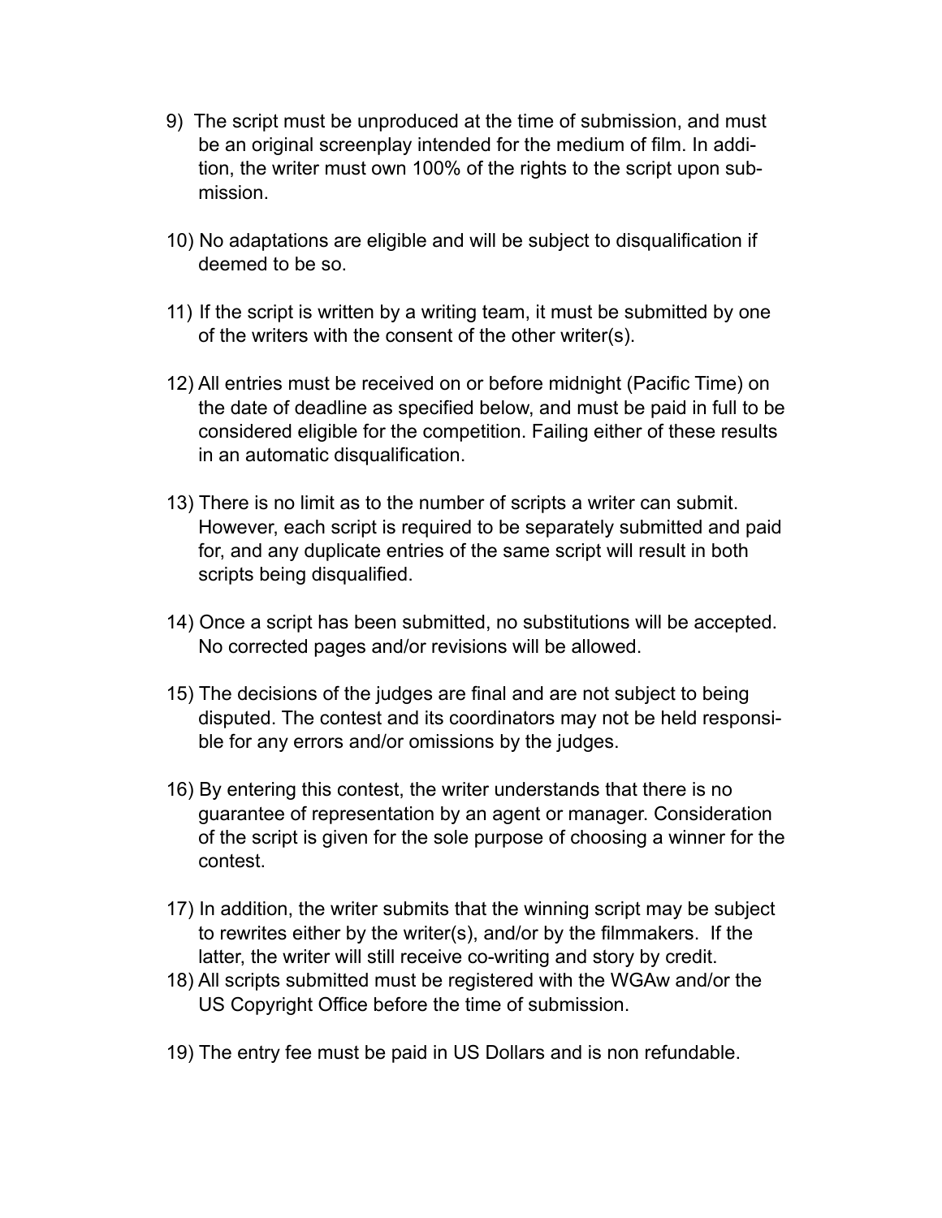9) The script must be unproduced at the time of submission, and must be an original screenplay intended for the medium of film. In addition, the writer must own 100% of the rights to the script upon submission.

10) No adaptations are eligible and will be subject to disqualification if deemed to be so.

11) If the script is written by a writing team, it must be submitted by one of the writers with the consent of the other writer(s).

12) All entries must be received on or before midnight (Pacific Time) on the date of deadline as specified below, and must be paid in full to be considered eligible for the competition. Failing either of these results in an automatic disqualification.

13) There is no limit as to the number of scripts a writer can submit. However, each script is required to be separately submitted and paid for, and any duplicate entries of the same script will result in both scripts being disqualified.

14) Once a script has been submitted, no substitutions will be accepted. No corrected pages and/or revisions will be allowed.

15) The decisions of the judges are final and are not subject to being disputed. The contest and its coordinators may not be held responsible for any errors and/or omissions by the judges.

16) By entering this contest, the writer understands that there is no guarantee of representation by an agent or manager. Consideration of the script is given for the sole purpose of choosing a winner for the contest.

17) In addition, the writer submits that the winning script may be subject to rewrites either by the writer(s), and/or by the filmmakers. If the latter, the writer will still receive co-writing and story by credit.

18) All scripts submitted must be registered with the WGAw and/or the US Copyright Office before the time of submission.

19) The entry fee must be paid in US Dollars and is non refundable.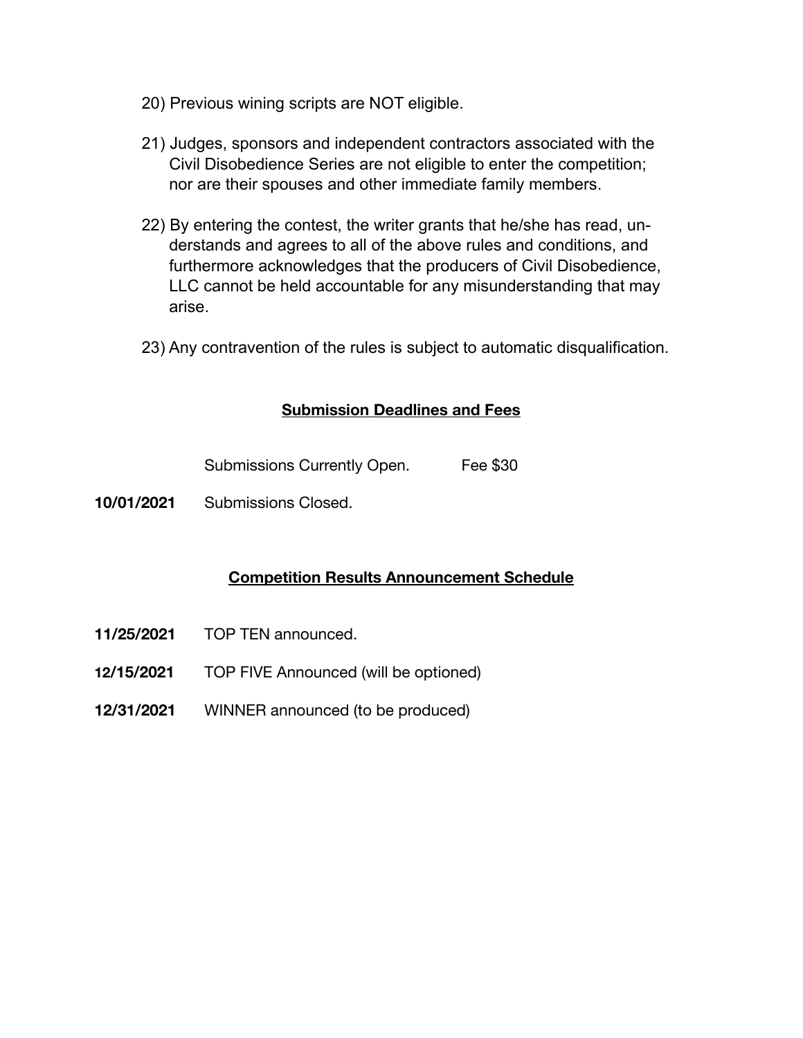20) Previous wining scripts are NOT eligible.

21) Judges, sponsors and independent contractors associated with the Civil Disobedience Series are not eligible to enter the competition; nor are their spouses and other immediate family members.

22) By entering the contest, the writer grants that he/she has read, understands and agrees to all of the above rules and conditions, and furthermore acknowledges that the producers of Civil Disobedience, LLC cannot be held accountable for any misunderstanding that may arise.

23) Any contravention of the rules is subject to automatic disqualification.

## Submission Deadlines and Fees

| | | |
|---|---|---|
| | Submissions Currently Open. | Fee $30 |
| **10/01/2021** | Submissions Closed. | |

## Competition Results Announcement Schedule

| | |
|---|---|
| **11/25/2021** | TOP TEN announced. |
| **12/15/2021** | TOP FIVE Announced (will be optioned) |
| **12/31/2021** | WINNER announced (to be produced) |